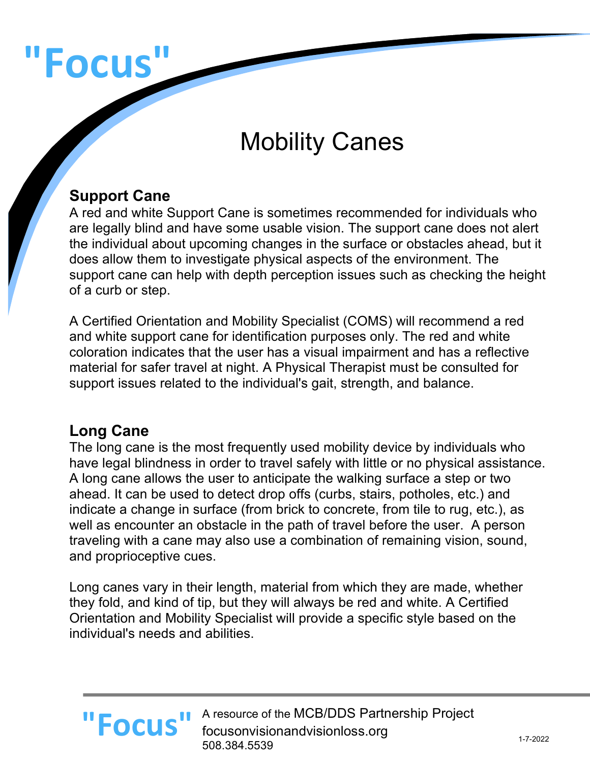# "Focus"

## Mobility Canes

### Support Cane

A red and white Support Cane is sometimes recommended for individuals who are legally blind and have some usable vision. The support cane does not alert the individual about upcoming changes in the surface or obstacles ahead, but it does allow them to investigate physical aspects of the environment. The support cane can help with depth perception issues such as checking the height of a curb or step.

A Certified Orientation and Mobility Specialist (COMS) will recommend a red and white support cane for identification purposes only. The red and white coloration indicates that the user has a visual impairment and has a reflective material for safer travel at night. A Physical Therapist must be consulted for support issues related to the individual's gait, strength, and balance.

### Long Cane

The long cane is the most frequently used mobility device by individuals who have legal blindness in order to travel safely with little or no physical assistance. A long cane allows the user to anticipate the walking surface a step or two ahead. It can be used to detect drop offs (curbs, stairs, potholes, etc.) and indicate a change in surface (from brick to concrete, from tile to rug, etc.), as well as encounter an obstacle in the path of travel before the user. A person traveling with a cane may also use a combination of remaining vision, sound, and proprioceptive cues.

Long canes vary in their length, material from which they are made, whether they fold, and kind of tip, but they will always be red and white. A Certified Orientation and Mobility Specialist will provide a specific style based on the individual's needs and abilities.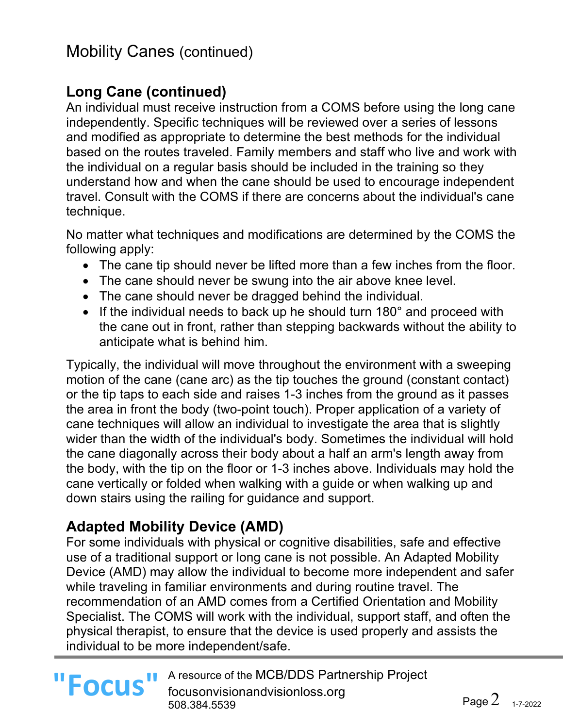# Mobility Canes (continued)

## Long Cane (continued)

An individual must receive instruction from a COMS before using the long cane independently. Specific techniques will be reviewed over a series of lessons and modified as appropriate to determine the best methods for the individual based on the routes traveled. Family members and staff who live and work with the individual on a regular basis should be included in the training so they understand how and when the cane should be used to encourage independent travel. Consult with the COMS if there are concerns about the individual's cane technique.

No matter what techniques and modifications are determined by the COMS the following apply:

- The cane tip should never be lifted more than a few inches from the floor.
- The cane should never be swung into the air above knee level.
- The cane should never be dragged behind the individual.
- If the individual needs to back up he should turn 180° and proceed with the cane out in front, rather than stepping backwards without the ability to anticipate what is behind him.

Typically, the individual will move throughout the environment with a sweeping motion of the cane (cane arc) as the tip touches the ground (constant contact) or the tip taps to each side and raises 1-3 inches from the ground as it passes the area in front the body (two-point touch). Proper application of a variety of cane techniques will allow an individual to investigate the area that is slightly wider than the width of the individual's body. Sometimes the individual will hold the cane diagonally across their body about a half an arm's length away from the body, with the tip on the floor or 1-3 inches above. Individuals may hold the cane vertically or folded when walking with a guide or when walking up and down stairs using the railing for guidance and support.

## Adapted Mobility Device (AMD)

For some individuals with physical or cognitive disabilities, safe and effective use of a traditional support or long cane is not possible. An Adapted Mobility Device (AMD) may allow the individual to become more independent and safer while traveling in familiar environments and during routine travel. The recommendation of an AMD comes from a Certified Orientation and Mobility Specialist. The COMS will work with the individual, support staff, and often the physical therapist, to ensure that the device is used properly and assists the individual to be more independent/safe.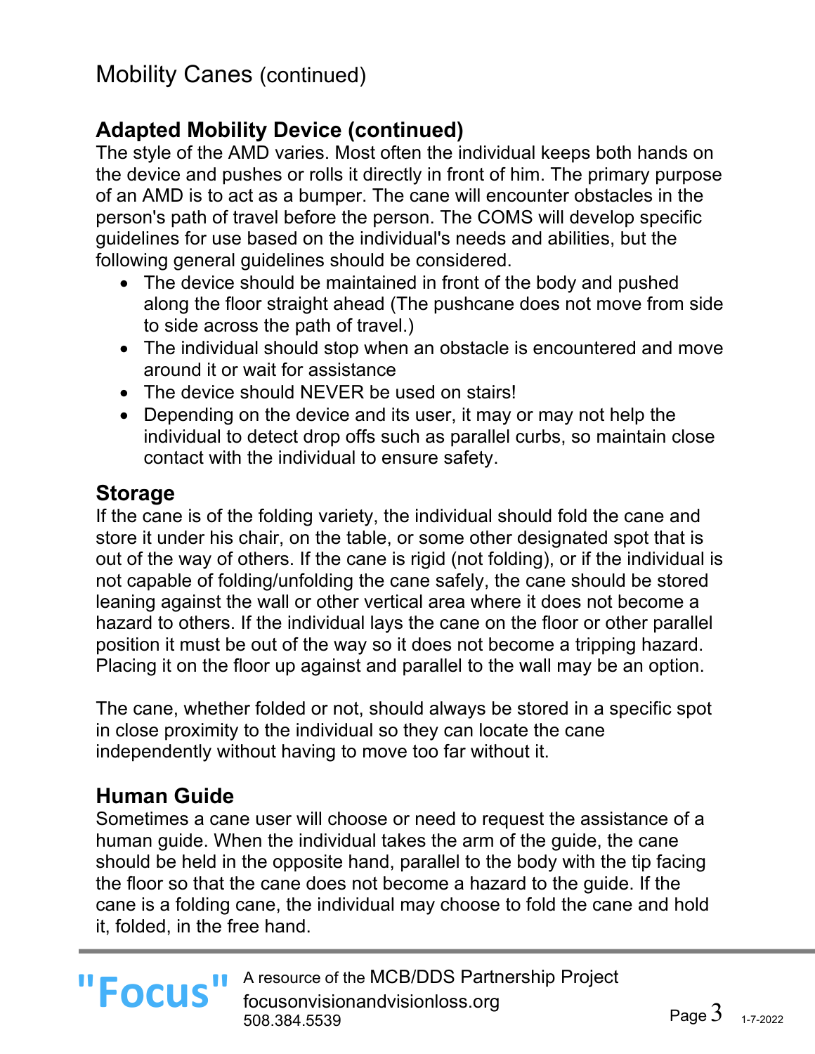# Mobility Canes (continued)

## Adapted Mobility Device (continued)

The style of the AMD varies. Most often the individual keeps both hands on the device and pushes or rolls it directly in front of him. The primary purpose of an AMD is to act as a bumper. The cane will encounter obstacles in the person's path of travel before the person. The COMS will develop specific guidelines for use based on the individual's needs and abilities, but the following general guidelines should be considered.

- The device should be maintained in front of the body and pushed along the floor straight ahead (The pushcane does not move from side to side across the path of travel.)
- The individual should stop when an obstacle is encountered and move around it or wait for assistance
- The device should NEVER be used on stairs!
- Depending on the device and its user, it may or may not help the individual to detect drop offs such as parallel curbs, so maintain close contact with the individual to ensure safety.

## Storage

If the cane is of the folding variety, the individual should fold the cane and store it under his chair, on the table, or some other designated spot that is out of the way of others. If the cane is rigid (not folding), or if the individual is not capable of folding/unfolding the cane safely, the cane should be stored leaning against the wall or other vertical area where it does not become a hazard to others. If the individual lays the cane on the floor or other parallel position it must be out of the way so it does not become a tripping hazard. Placing it on the floor up against and parallel to the wall may be an option.

The cane, whether folded or not, should always be stored in a specific spot in close proximity to the individual so they can locate the cane independently without having to move too far without it.

## Human Guide

Sometimes a cane user will choose or need to request the assistance of a human guide. When the individual takes the arm of the guide, the cane should be held in the opposite hand, parallel to the body with the tip facing the floor so that the cane does not become a hazard to the guide. If the cane is a folding cane, the individual may choose to fold the cane and hold it, folded, in the free hand.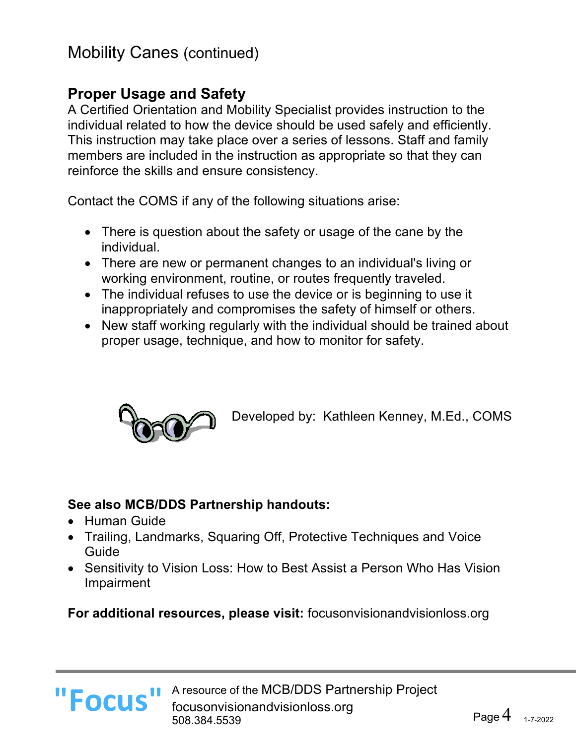Mobility Canes (continued)

## Proper Usage and Safety

A Certified Orientation and Mobility Specialist provides instruction to the individual related to how the device should be used safely and efficiently. This instruction may take place over a series of lessons. Staff and family members are included in the instruction as appropriate so that they can reinforce the skills and ensure consistency.

Contact the COMS if any of the following situations arise:

- There is question about the safety or usage of the cane by the individual.
- There are new or permanent changes to an individual's living or working environment, routine, or routes frequently traveled.
- The individual refuses to use the device or is beginning to use it inappropriately and compromises the safety of himself or others.
- New staff working regularly with the individual should be trained about proper usage, technique, and how to monitor for safety.

Developed by: Kathleen Kenney, M.Ed., COMS

**See also MCB/DDS Partnership handouts:**

- Human Guide
- Trailing, Landmarks, Squaring Off, Protective Techniques and Voice Guide
- Sensitivity to Vision Loss: How to Best Assist a Person Who Has Vision Impairment

**For additional resources, please visit:** focusonvisionandvisionloss.org

"Focus" A resource of the MCB/DDS Partnership Project
focusonvisionandvisionloss.org
508.384.5539

1-7-2022